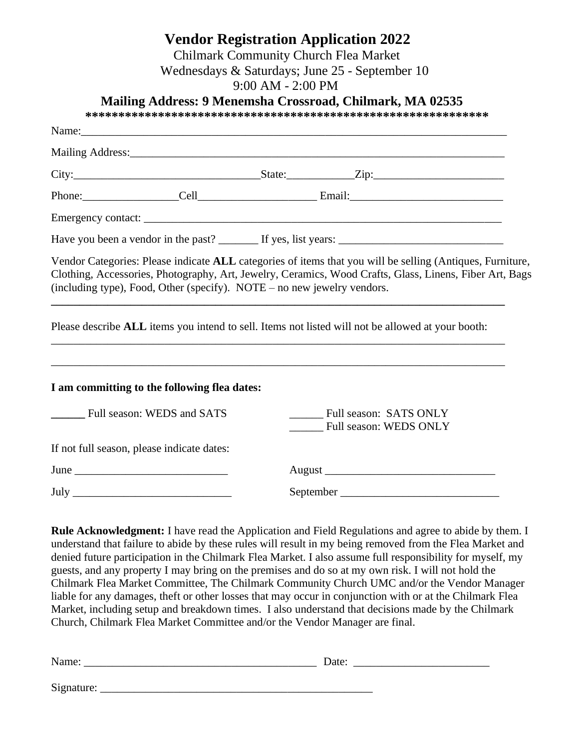# Vendor Registration Application 2022

Chilmark Community Church Flea Market

Wednesdays & Saturdays; June 25 - September 10

9:00 AM - 2:00 PM

**Mailing Address: 9 Menemsha Crossroad, Chilmark, MA 02535**

************************************************************

Name:___________________________________________________________________________

Mailing Address:_____________________________________________________________________

City:_________________________________State:____________Zip:________________________

Phone:_________________Cell_____________________ Email:___________________________

Emergency contact: ___________________________________________________________________

Have you been a vendor in the past? _______ If yes, list years: ______________________________

Vendor Categories: Please indicate **ALL** categories of items that you will be selling (Antiques, Furniture, Clothing, Accessories, Photography, Art, Jewelry, Ceramics, Wood Crafts, Glass, Linens, Fiber Art, Bags (including type), Food, Other (specify). NOTE – no new jewelry vendors.

____________________________________________________________________________________

Please describe **ALL** items you intend to sell. Items not listed will not be allowed at your booth:

____________________________________________________________________________________

____________________________________________________________________________________

**I am committing to the following flea dates:**

______ Full season: WEDS and SATS

______ Full season: SATS ONLY

______ Full season: WEDS ONLY

If not full season, please indicate dates:

June ___________________________

July ____________________________

August _______________________________

September ____________________________

**Rule Acknowledgment:** I have read the Application and Field Regulations and agree to abide by them. I understand that failure to abide by these rules will result in my being removed from the Flea Market and denied future participation in the Chilmark Flea Market. I also assume full responsibility for myself, my guests, and any property I may bring on the premises and do so at my own risk. I will not hold the Chilmark Flea Market Committee, The Chilmark Community Church UMC and/or the Vendor Manager liable for any damages, theft or other losses that may occur in conjunction with or at the Chilmark Flea Market, including setup and breakdown times. I also understand that decisions made by the Chilmark Church, Chilmark Flea Market Committee and/or the Vendor Manager are final.

Name: __________________________________________ Date: ________________________

Signature: __________________________________________________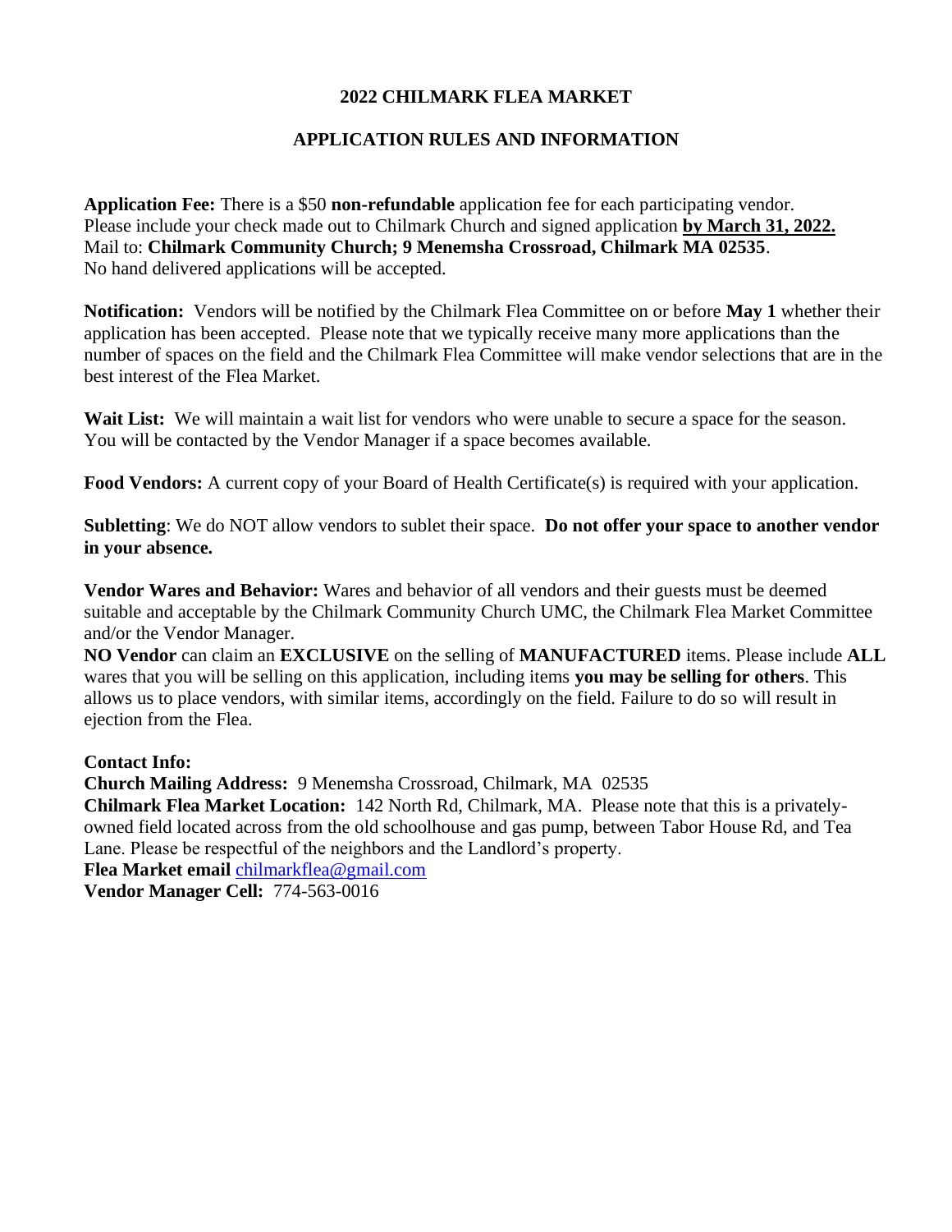## 2022 CHILMARK FLEA MARKET

## APPLICATION RULES AND INFORMATION

**Application Fee:** There is a $50 **non-refundable** application fee for each participating vendor. Please include your check made out to Chilmark Church and signed application **by March 31, 2022.** Mail to: **Chilmark Community Church; 9 Menemsha Crossroad, Chilmark MA 02535**. No hand delivered applications will be accepted.

**Notification:** Vendors will be notified by the Chilmark Flea Committee on or before **May 1** whether their application has been accepted. Please note that we typically receive many more applications than the number of spaces on the field and the Chilmark Flea Committee will make vendor selections that are in the best interest of the Flea Market.

**Wait List:** We will maintain a wait list for vendors who were unable to secure a space for the season. You will be contacted by the Vendor Manager if a space becomes available.

**Food Vendors:** A current copy of your Board of Health Certificate(s) is required with your application.

**Subletting**: We do NOT allow vendors to sublet their space. **Do not offer your space to another vendor in your absence.**

**Vendor Wares and Behavior:** Wares and behavior of all vendors and their guests must be deemed suitable and acceptable by the Chilmark Community Church UMC, the Chilmark Flea Market Committee and/or the Vendor Manager.
**NO Vendor** can claim an **EXCLUSIVE** on the selling of **MANUFACTURED** items. Please include **ALL** wares that you will be selling on this application, including items **you may be selling for others**. This allows us to place vendors, with similar items, accordingly on the field. Failure to do so will result in ejection from the Flea.

**Contact Info:**
**Church Mailing Address:** 9 Menemsha Crossroad, Chilmark, MA 02535
**Chilmark Flea Market Location:** 142 North Rd, Chilmark, MA. Please note that this is a privately-owned field located across from the old schoolhouse and gas pump, between Tabor House Rd, and Tea Lane. Please be respectful of the neighbors and the Landlord's property.
**Flea Market email** chilmarkflea@gmail.com
**Vendor Manager Cell:** 774-563-0016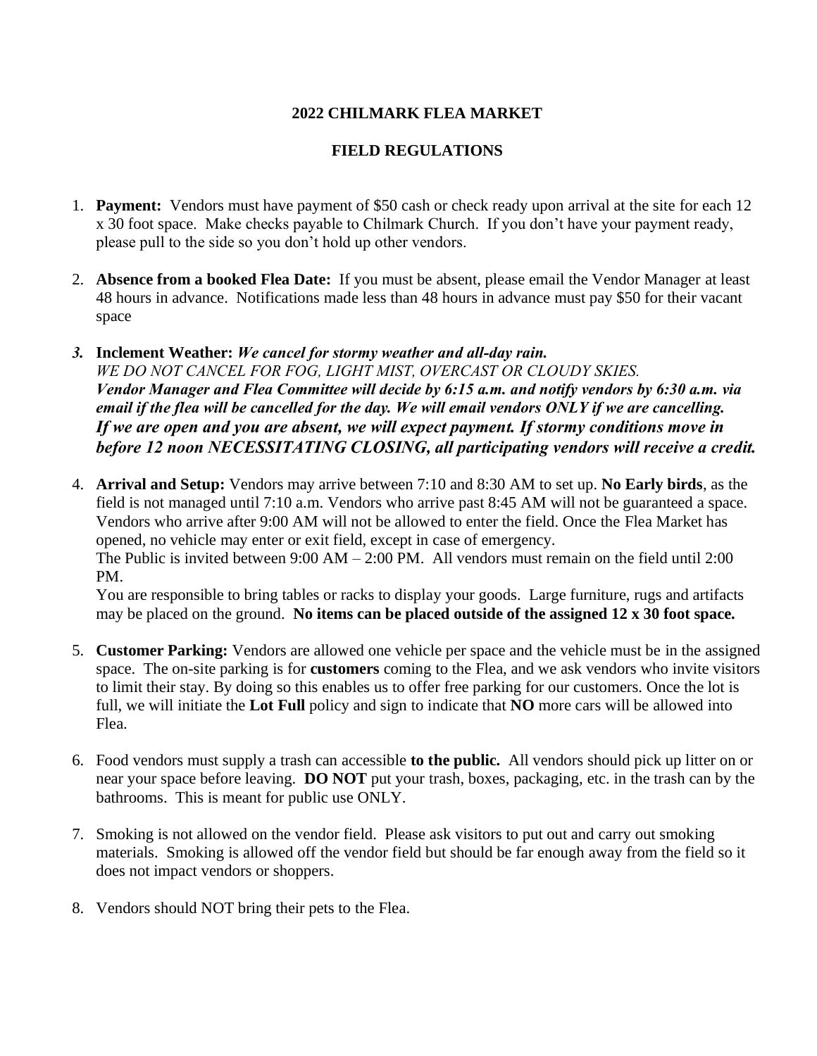**2022 CHILMARK FLEA MARKET**

**FIELD REGULATIONS**

1. **Payment:** Vendors must have payment of $50 cash or check ready upon arrival at the site for each 12 x 30 foot space. Make checks payable to Chilmark Church. If you don't have your payment ready, please pull to the side so you don't hold up other vendors.

2. **Absence from a booked Flea Date:** If you must be absent, please email the Vendor Manager at least 48 hours in advance. Notifications made less than 48 hours in advance must pay $50 for their vacant space

3. **Inclement Weather:** ***We cancel for stormy weather and all-day rain.***
   *WE DO NOT CANCEL FOR FOG, LIGHT MIST, OVERCAST OR CLOUDY SKIES.*
   ***Vendor Manager and Flea Committee will decide by 6:15 a.m. and notify vendors by 6:30 a.m. via email if the flea will be cancelled for the day. We will email vendors ONLY if we are cancelling.***
   ***If we are open and you are absent, we will expect payment. If stormy conditions move in before 12 noon NECESSITATING CLOSING, all participating vendors will receive a credit.***

4. **Arrival and Setup:** Vendors may arrive between 7:10 and 8:30 AM to set up. **No Early birds**, as the field is not managed until 7:10 a.m. Vendors who arrive past 8:45 AM will not be guaranteed a space. Vendors who arrive after 9:00 AM will not be allowed to enter the field. Once the Flea Market has opened, no vehicle may enter or exit field, except in case of emergency.
   The Public is invited between 9:00 AM – 2:00 PM. All vendors must remain on the field until 2:00 PM.
   You are responsible to bring tables or racks to display your goods. Large furniture, rugs and artifacts may be placed on the ground. **No items can be placed outside of the assigned 12 x 30 foot space.**

5. **Customer Parking:** Vendors are allowed one vehicle per space and the vehicle must be in the assigned space. The on-site parking is for **customers** coming to the Flea, and we ask vendors who invite visitors to limit their stay. By doing so this enables us to offer free parking for our customers. Once the lot is full, we will initiate the **Lot Full** policy and sign to indicate that **NO** more cars will be allowed into Flea.

6. Food vendors must supply a trash can accessible **to the public.** All vendors should pick up litter on or near your space before leaving. **DO NOT** put your trash, boxes, packaging, etc. in the trash can by the bathrooms. This is meant for public use ONLY.

7. Smoking is not allowed on the vendor field. Please ask visitors to put out and carry out smoking materials. Smoking is allowed off the vendor field but should be far enough away from the field so it does not impact vendors or shoppers.

8. Vendors should NOT bring their pets to the Flea.